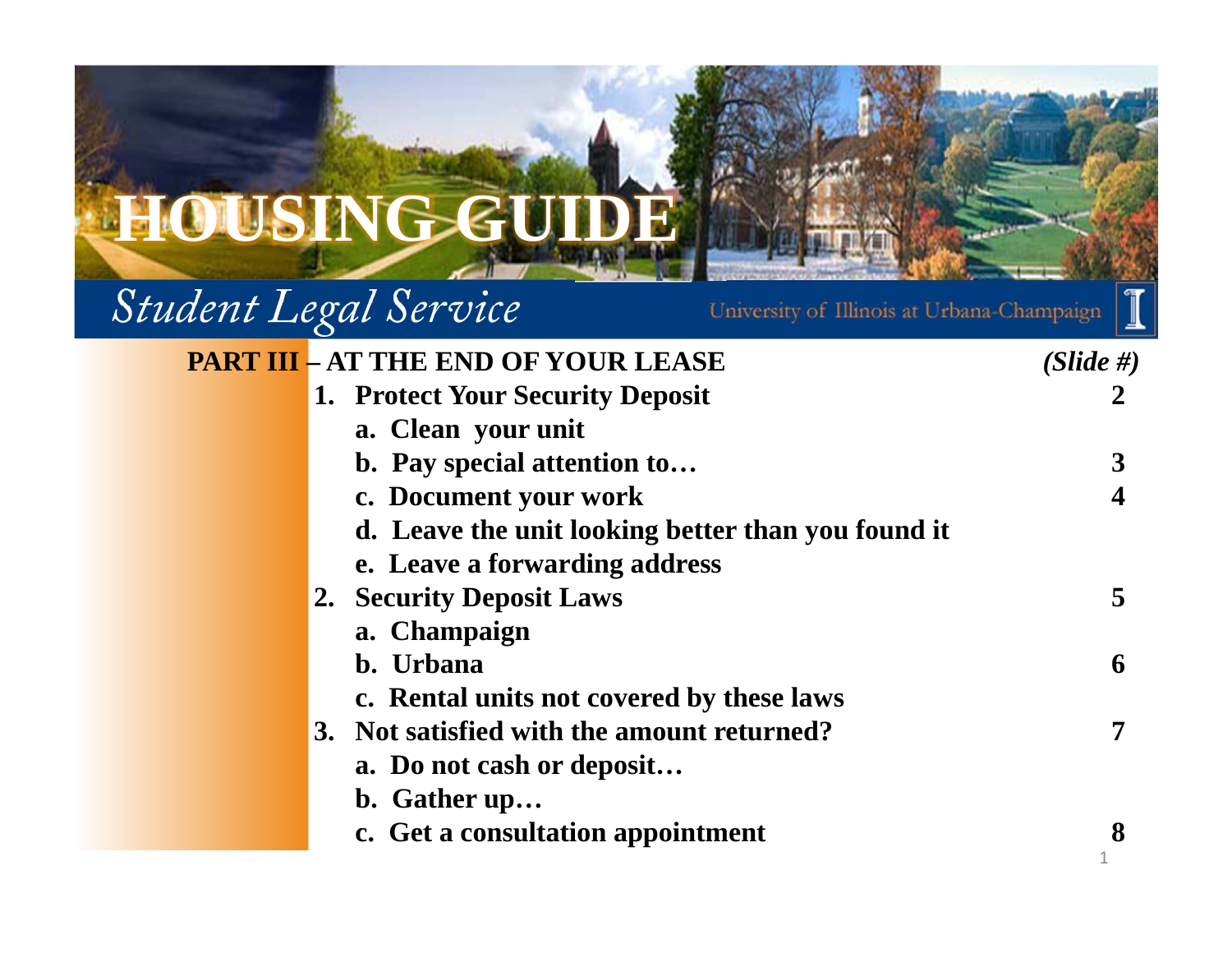# HOUSING GUIDE

## Student Legal Service

University of Illinois at Urbana-Champaign

| **PART III – AT THE END OF YOUR LEASE** | ***(Slide #)*** |
|---|---|
| **1. Protect Your Security Deposit** | **2** |
| **a. Clean your unit** | |
| **b. Pay special attention to…** | **3** |
| **c. Document your work** | **4** |
| **d. Leave the unit looking better than you found it** | |
| **e. Leave a forwarding address** | |
| **2. Security Deposit Laws** | **5** |
| **a. Champaign** | |
| **b. Urbana** | **6** |
| **c. Rental units not covered by these laws** | |
| **3. Not satisfied with the amount returned?** | **7** |
| **a. Do not cash or deposit…** | |
| **b. Gather up…** | |
| **c. Get a consultation appointment** | **8** |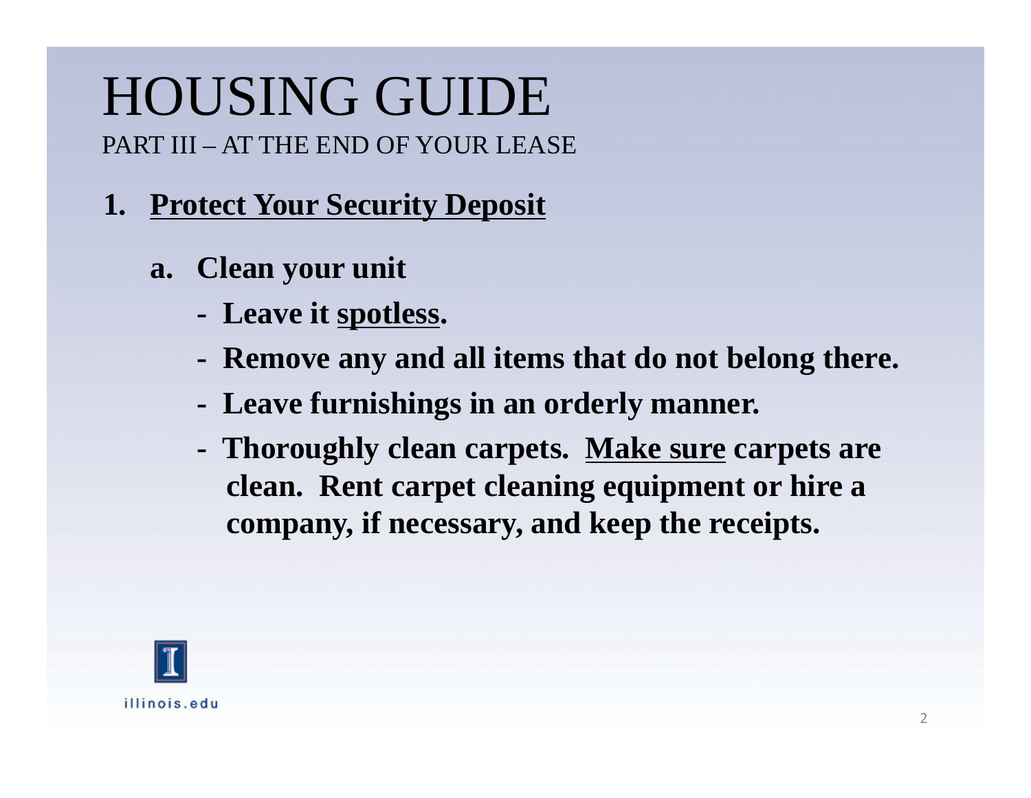# HOUSING GUIDE

PART III – AT THE END OF YOUR LEASE

1. **Protect Your Security Deposit**

   a. **Clean your unit**

   - **Leave it spotless.**
   - **Remove any and all items that do not belong there.**
   - **Leave furnishings in an orderly manner.**
   - **Thoroughly clean carpets. Make sure carpets are clean. Rent carpet cleaning equipment or hire a company, if necessary, and keep the receipts.**

illinois.edu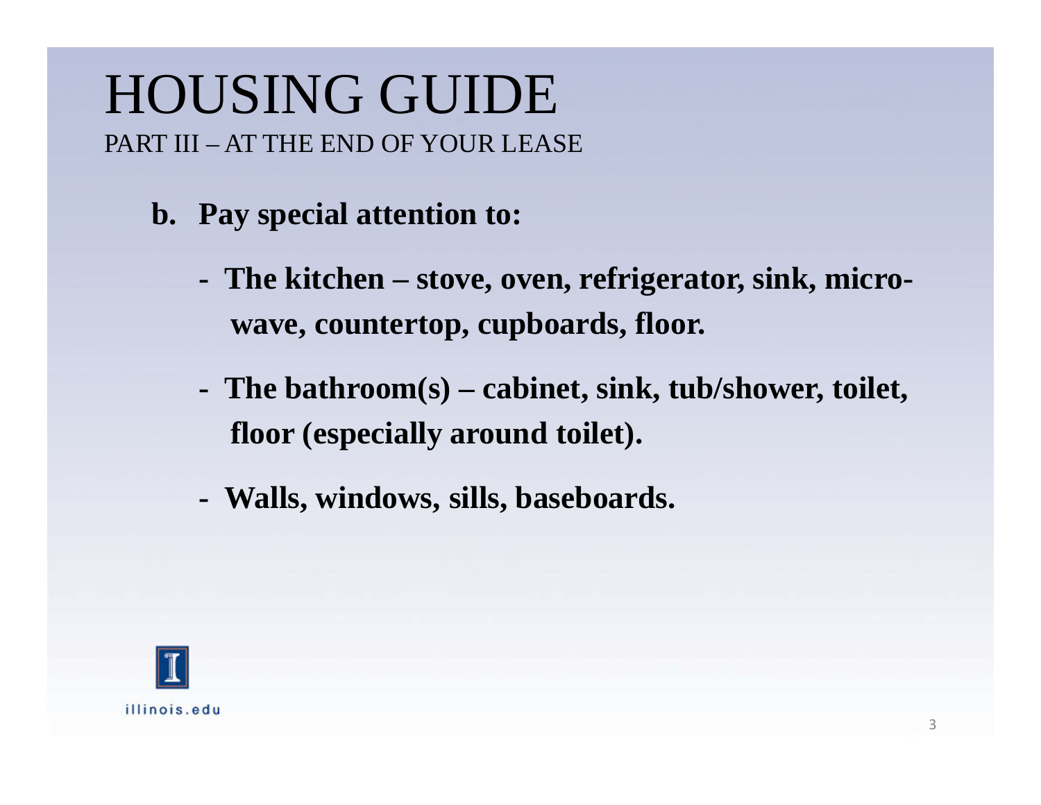# HOUSING GUIDE

PART III – AT THE END OF YOUR LEASE

**b. Pay special attention to:**

- **The kitchen – stove, oven, refrigerator, sink, micro-wave, countertop, cupboards, floor.**
- **The bathroom(s) – cabinet, sink, tub/shower, toilet, floor (especially around toilet).**
- **Walls, windows, sills, baseboards.**

illinois.edu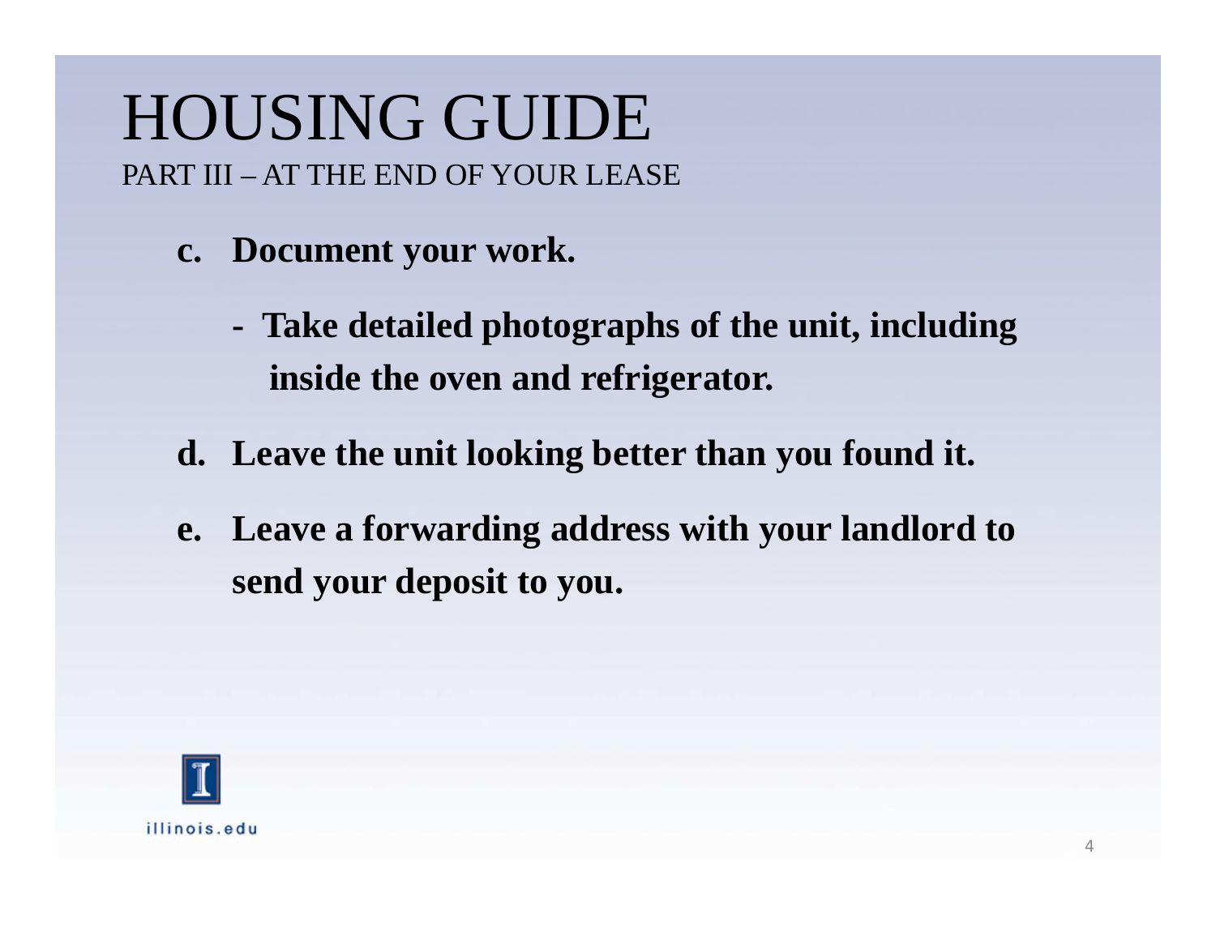# HOUSING GUIDE

PART III – AT THE END OF YOUR LEASE

c. **Document your work.**

   - **Take detailed photographs of the unit, including inside the oven and refrigerator.**

d. **Leave the unit looking better than you found it.**

e. **Leave a forwarding address with your landlord to send your deposit to you.**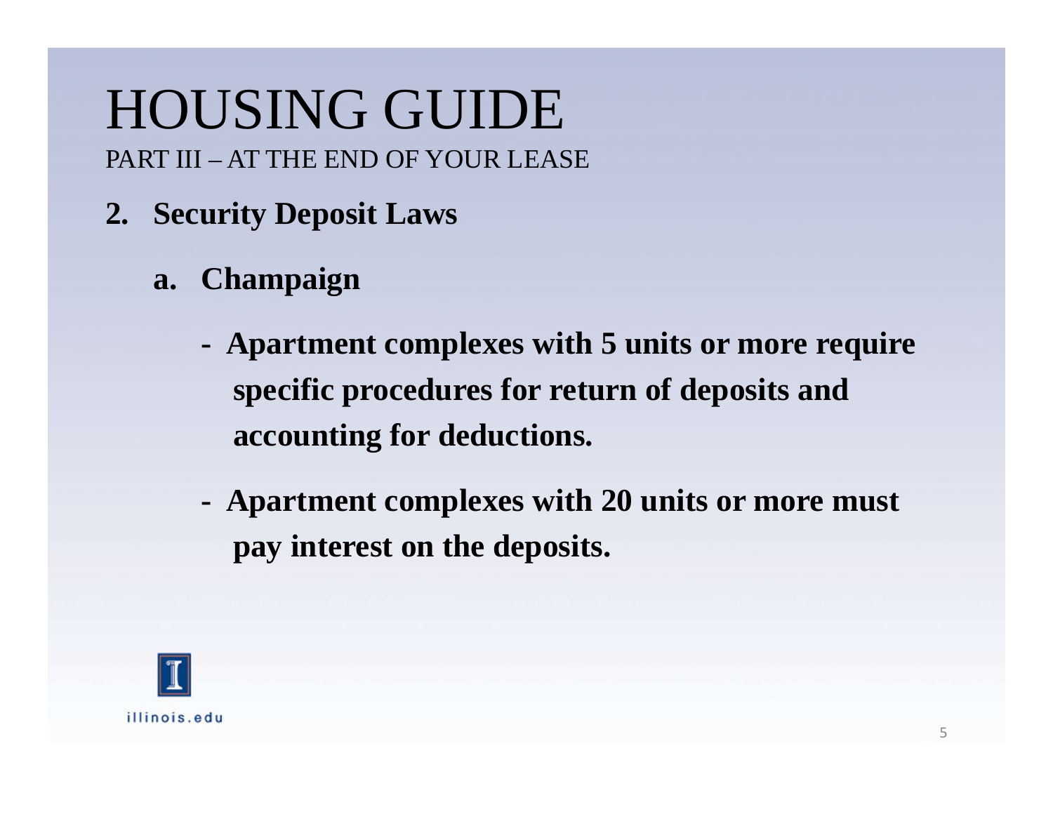# HOUSING GUIDE

PART III – AT THE END OF YOUR LEASE

**2. Security Deposit Laws**

**a. Champaign**

- **Apartment complexes with 5 units or more require specific procedures for return of deposits and accounting for deductions.**
- **Apartment complexes with 20 units or more must pay interest on the deposits.**

illinois.edu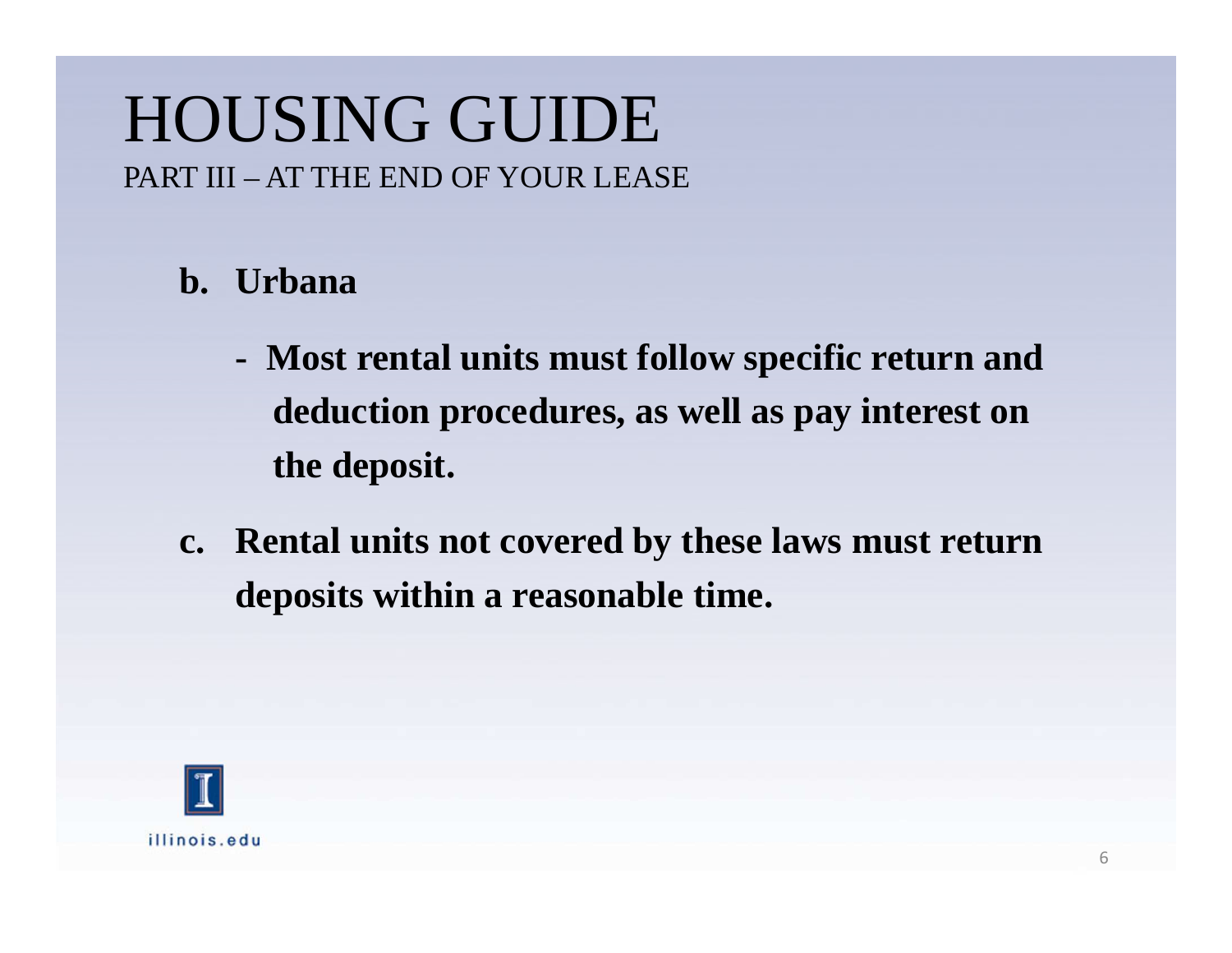# HOUSING GUIDE

PART III – AT THE END OF YOUR LEASE

**b. Urbana**

- **Most rental units must follow specific return and deduction procedures, as well as pay interest on the deposit.**

**c. Rental units not covered by these laws must return deposits within a reasonable time.**

illinois.edu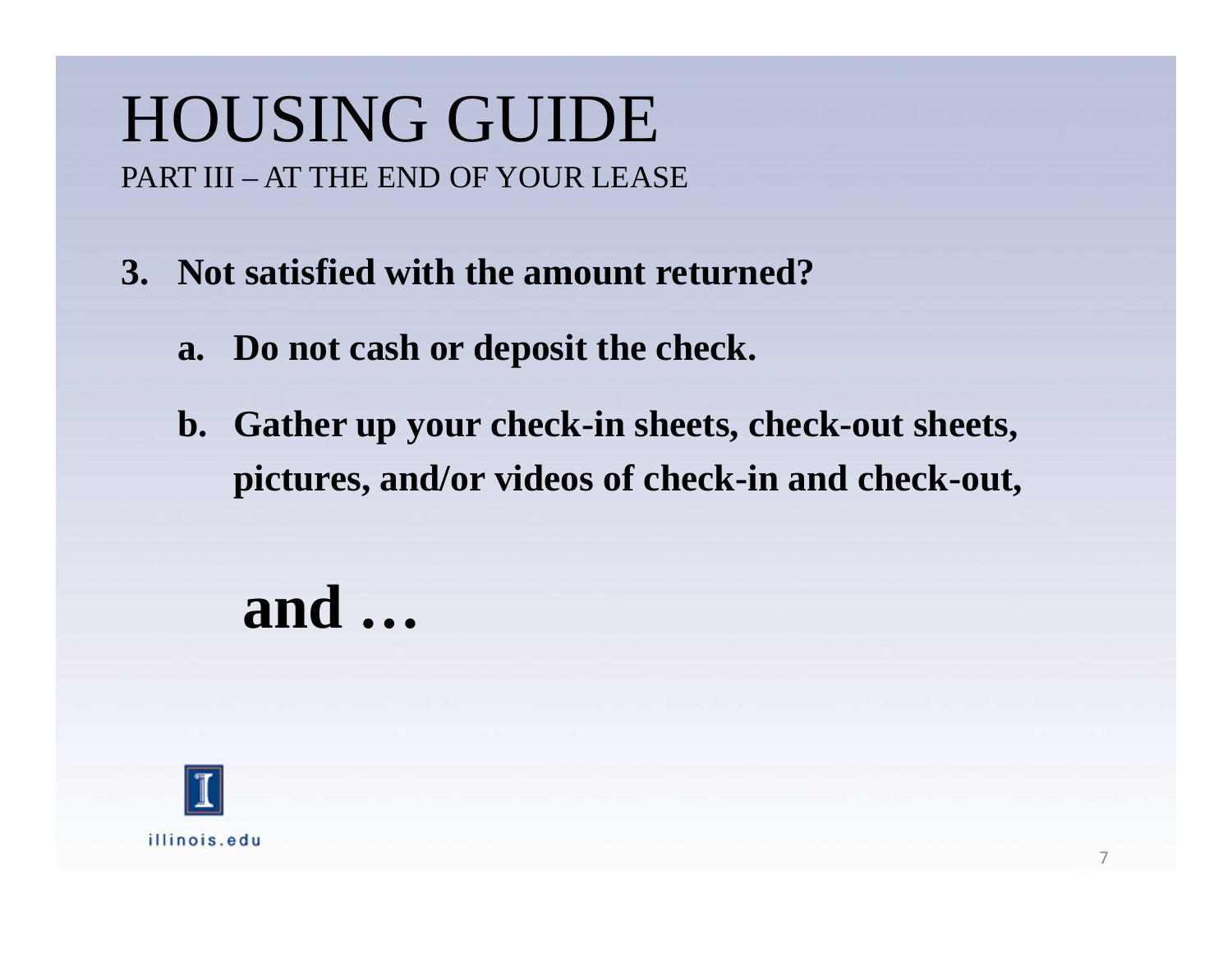# HOUSING GUIDE

PART III – AT THE END OF YOUR LEASE

3. **Not satisfied with the amount returned?**

   a. **Do not cash or deposit the check.**

   b. **Gather up your check-in sheets, check-out sheets, pictures, and/or videos of check-in and check-out,**

**and …**

illinois.edu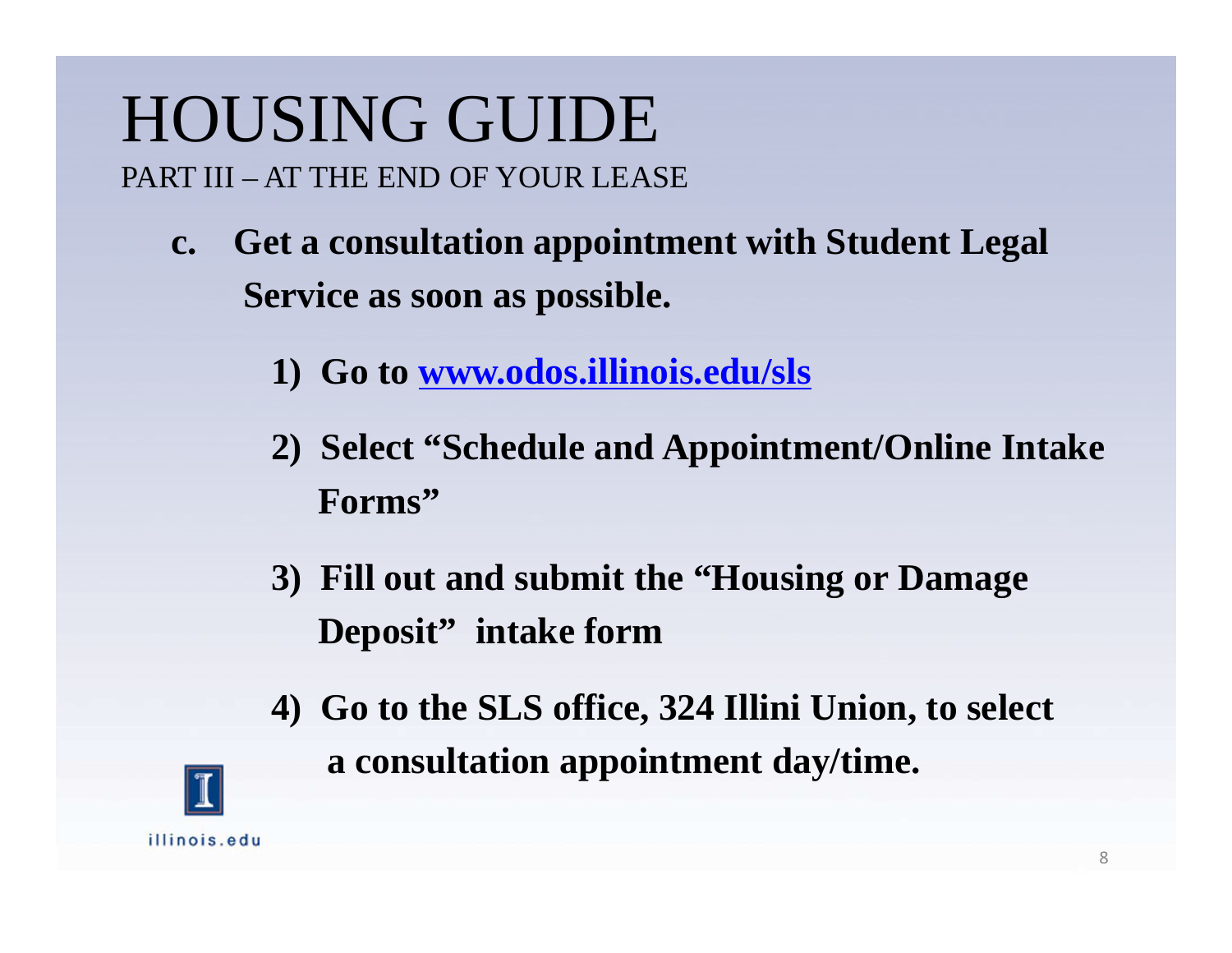# HOUSING GUIDE

PART III – AT THE END OF YOUR LEASE

c. **Get a consultation appointment with Student Legal Service as soon as possible.**

1) **Go to [www.odos.illinois.edu/sls](http://www.odos.illinois.edu/sls)**

2) **Select "Schedule and Appointment/Online Intake Forms"**

3) **Fill out and submit the "Housing or Damage Deposit" intake form**

4) **Go to the SLS office, 324 Illini Union, to select a consultation appointment day/time.**

illinois.edu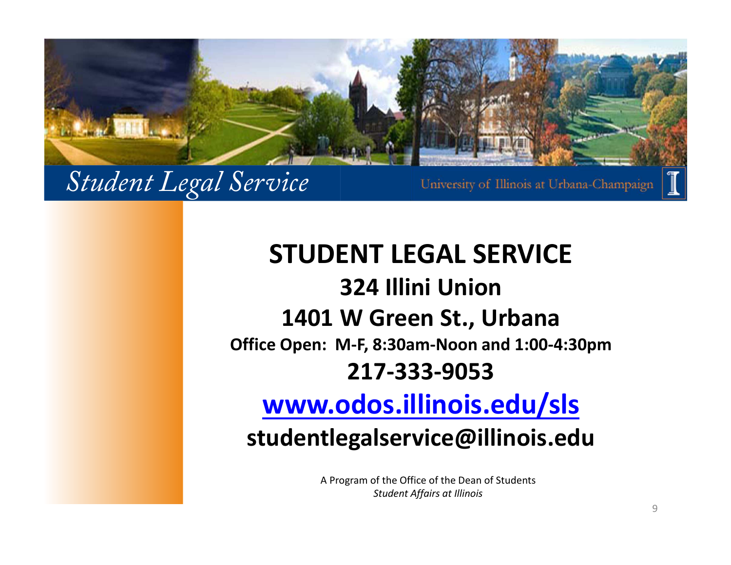Student Legal Service

University of Illinois at Urbana-Champaign

# STUDENT LEGAL SERVICE

## 324 Illini Union

## 1401 W Green St., Urbana

**Office Open: M-F, 8:30am-Noon and 1:00-4:30pm**

## 217-333-9053

## [www.odos.illinois.edu/sls](http://www.odos.illinois.edu/sls)

## studentlegalservice@illinois.edu

A Program of the Office of the Dean of Students
*Student Affairs at Illinois*